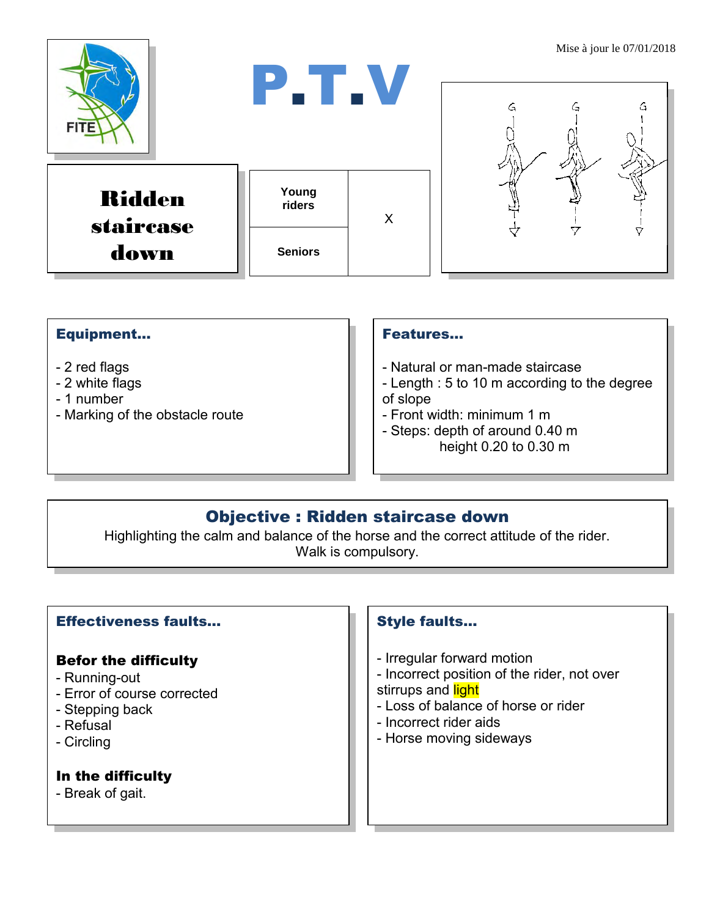Mise à jour le 07/01/2018

FITE

# P.T.V

## Ridden staircase down

| Young riders | X |
|---|---|
| Seniors | |

### Equipment...

- 2 red flags
- 2 white flags
- 1 number
- Marking of the obstacle route

### Features...

- Natural or man-made staircase
- Length : 5 to 10 m according to the degree of slope
- Front width: minimum 1 m
- Steps: depth of around 0.40 m
  height 0.20 to 0.30 m

### Objective : Ridden staircase down

Highlighting the calm and balance of the horse and the correct attitude of the rider.
Walk is compulsory.

### Effectiveness faults...

**Befor the difficulty**

- Running-out
- Error of course corrected
- Stepping back
- Refusal
- Circling

**In the difficulty**

- Break of gait.

### Style faults...

- Irregular forward motion
- Incorrect position of the rider, not over stirrups and light
- Loss of balance of horse or rider
- Incorrect rider aids
- Horse moving sideways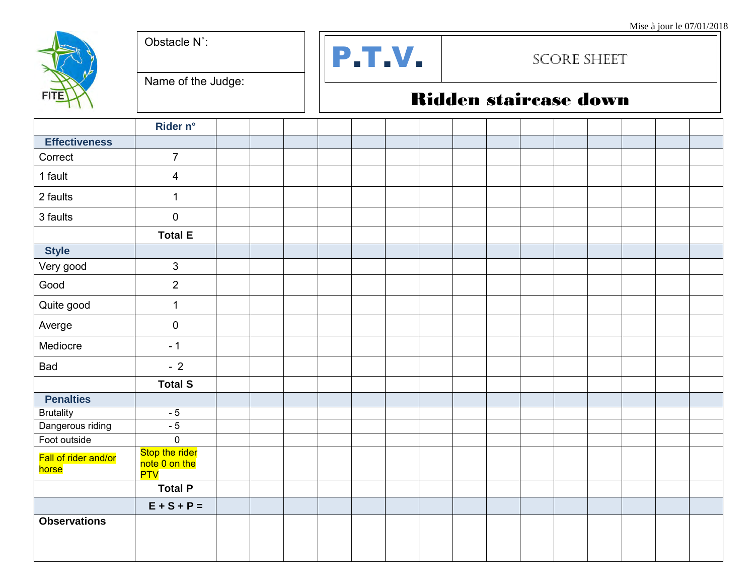Mise à jour le 07/01/2018

Obstacle N˚:

Name of the Judge:

# P.T.V.

SCORE SHEET

## Ridden staircase down

| | Rider n° | | | | | | | | | | | | | | | |
|---|---|---|---|---|---|---|---|---|---|---|---|---|---|---|---|---|
| **Effectiveness** | | | | | | | | | | | | | | | | |
| Correct | 7 | | | | | | | | | | | | | | | |
| 1 fault | 4 | | | | | | | | | | | | | | | |
| 2 faults | 1 | | | | | | | | | | | | | | | |
| 3 faults | 0 | | | | | | | | | | | | | | | |
| | **Total E** | | | | | | | | | | | | | | | |
| **Style** | | | | | | | | | | | | | | | | |
| Very good | 3 | | | | | | | | | | | | | | | |
| Good | 2 | | | | | | | | | | | | | | | |
| Quite good | 1 | | | | | | | | | | | | | | | |
| Averge | 0 | | | | | | | | | | | | | | | |
| Mediocre | - 1 | | | | | | | | | | | | | | | |
| Bad | - 2 | | | | | | | | | | | | | | | |
| | **Total S** | | | | | | | | | | | | | | | |
| **Penalties** | | | | | | | | | | | | | | | | |
| Brutality | - 5 | | | | | | | | | | | | | | | |
| Dangerous riding | - 5 | | | | | | | | | | | | | | | |
| Foot outside | 0 | | | | | | | | | | | | | | | |
| Fall of rider and/or horse | Stop the rider note 0 on the PTV | | | | | | | | | | | | | | | |
| | **Total P** | | | | | | | | | | | | | | | |
| | **E + S + P =** | | | | | | | | | | | | | | | |
| **Observations** | | | | | | | | | | | | | | | | |